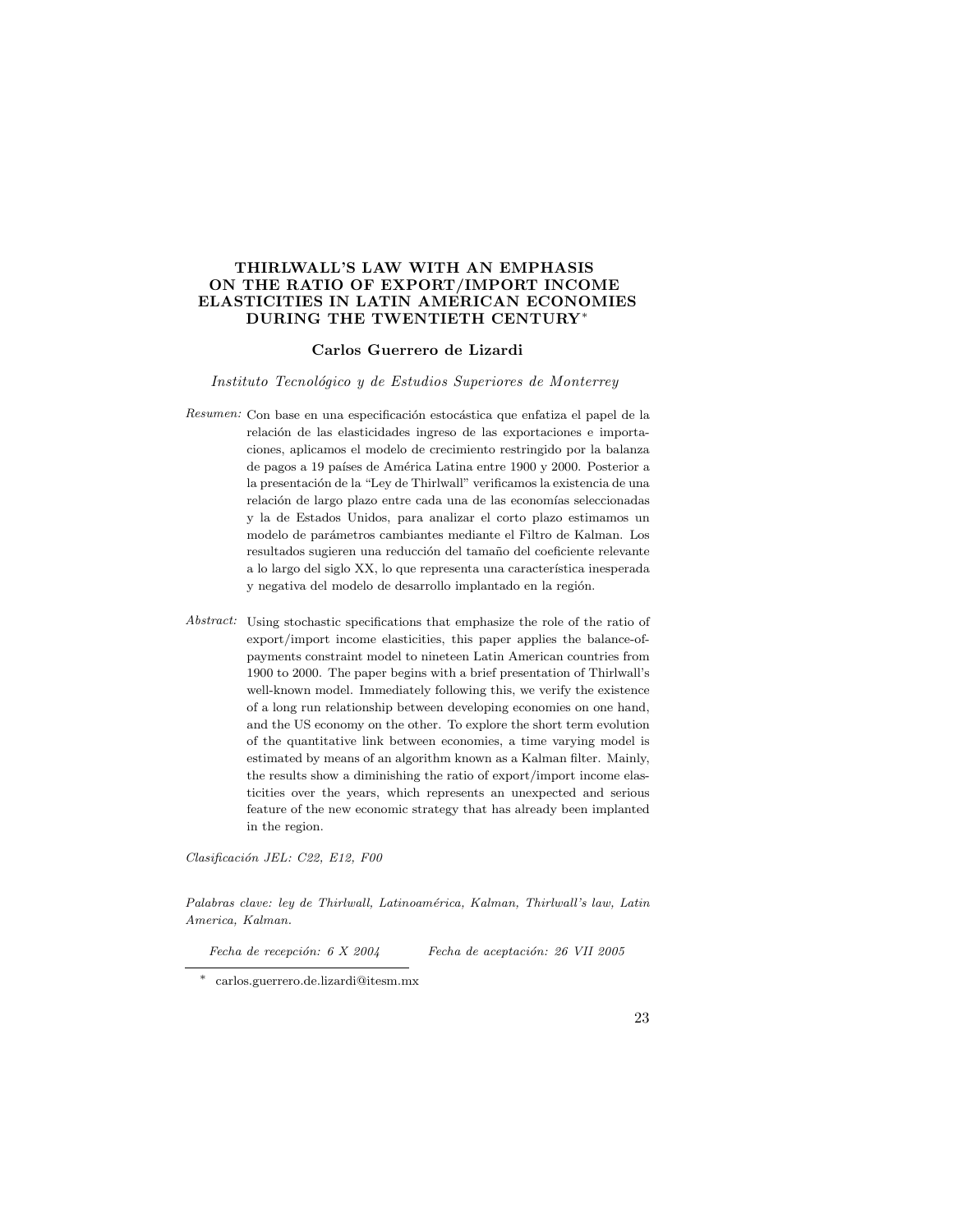# THIRLWALL'S LAW WITH AN EMPHASIS ON THE RATIO OF EXPORT/IMPORT INCOME ELASTICITIES IN LATIN AMERICAN ECONOMIES DURING THE TWENTIETH CENTURY*

**Carlos Guerrero de Lizardi**

*Instituto Tecnológico y de Estudios Superiores de Monterrey*

*Resumen:* Con base en una especificación estocástica que enfatiza el papel de la relación de las elasticidades ingreso de las exportaciones e importaciones, aplicamos el modelo de crecimiento restringido por la balanza de pagos a 19 países de América Latina entre 1900 y 2000. Posterior a la presentación de la "Ley de Thirlwall" verificamos la existencia de una relación de largo plazo entre cada una de las economías seleccionadas y la de Estados Unidos, para analizar el corto plazo estimamos un modelo de parámetros cambiantes mediante el Filtro de Kalman. Los resultados sugieren una reducción del tamaño del coeficiente relevante a lo largo del siglo XX, lo que representa una característica inesperada y negativa del modelo de desarrollo implantado en la región.

*Abstract:* Using stochastic specifications that emphasize the role of the ratio of export/import income elasticities, this paper applies the balance-of-payments constraint model to nineteen Latin American countries from 1900 to 2000. The paper begins with a brief presentation of Thirlwall's well-known model. Immediately following this, we verify the existence of a long run relationship between developing economies on one hand, and the US economy on the other. To explore the short term evolution of the quantitative link between economies, a time varying model is estimated by means of an algorithm known as a Kalman filter. Mainly, the results show a diminishing the ratio of export/import income elasticities over the years, which represents an unexpected and serious feature of the new economic strategy that has already been implanted in the region.

*Clasificación JEL: C22, E12, F00*

*Palabras clave: ley de Thirlwall, Latinoamérica, Kalman, Thirlwall's law, Latin America, Kalman.*

*Fecha de recepción: 6 X 2004* *Fecha de aceptación: 26 VII 2005*

\* carlos.guerrero.de.lizardi@itesm.mx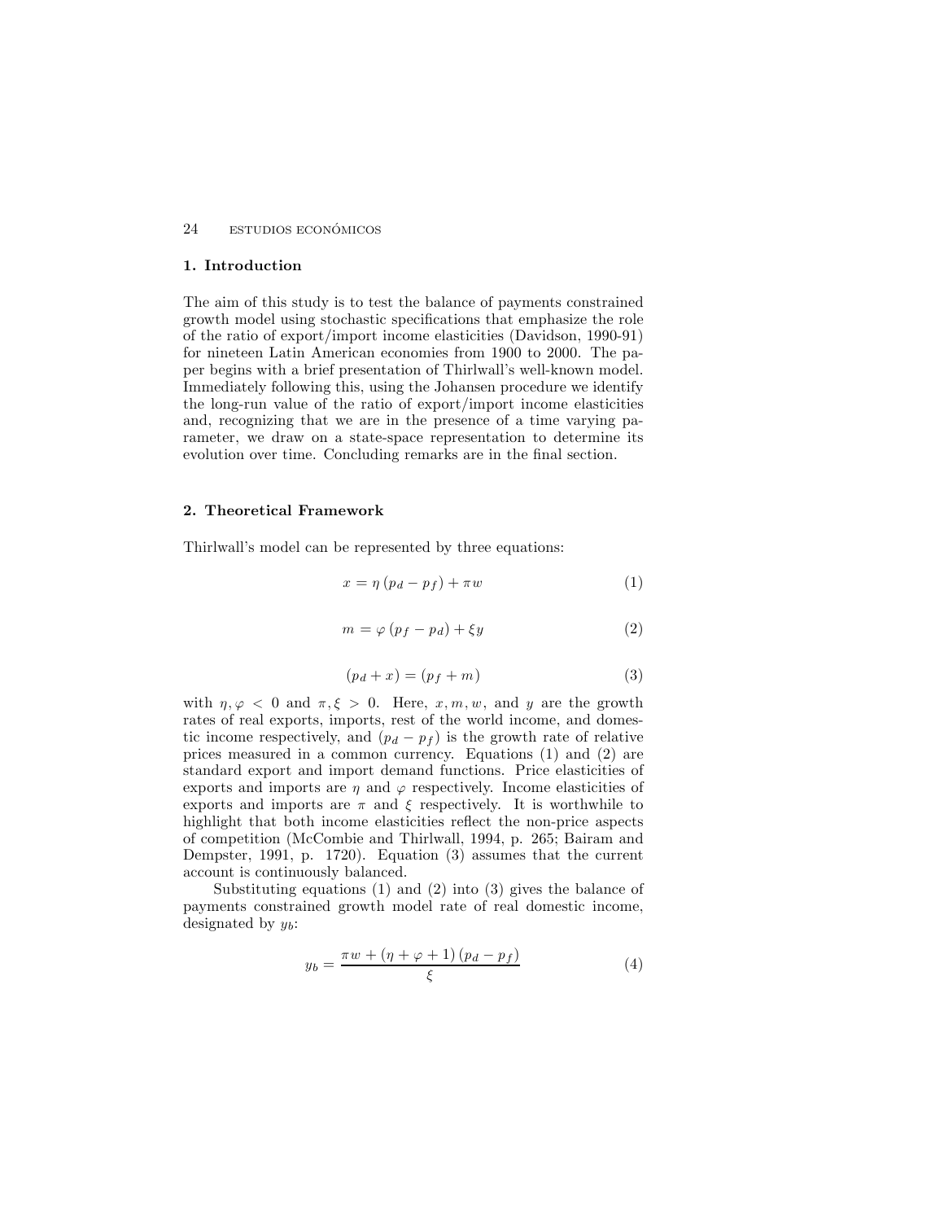## 1. Introduction

The aim of this study is to test the balance of payments constrained growth model using stochastic specifications that emphasize the role of the ratio of export/import income elasticities (Davidson, 1990-91) for nineteen Latin American economies from 1900 to 2000. The paper begins with a brief presentation of Thirlwall's well-known model. Immediately following this, using the Johansen procedure we identify the long-run value of the ratio of export/import income elasticities and, recognizing that we are in the presence of a time varying parameter, we draw on a state-space representation to determine its evolution over time. Concluding remarks are in the final section.

## 2. Theoretical Framework

Thirlwall's model can be represented by three equations:

$$x = \eta \left(p_d - p_f\right) + \pi w \tag{1}$$

$$m = \varphi \left(p_f - p_d\right) + \xi y \tag{2}$$

$$\left(p_d + x\right) = \left(p_f + m\right) \tag{3}$$

with $\eta, \varphi < 0$ and $\pi, \xi > 0$. Here, $x, m, w$, and $y$ are the growth rates of real exports, imports, rest of the world income, and domestic income respectively, and $(p_d - p_f)$ is the growth rate of relative prices measured in a common currency. Equations (1) and (2) are standard export and import demand functions. Price elasticities of exports and imports are $\eta$ and $\varphi$ respectively. Income elasticities of exports and imports are $\pi$ and $\xi$ respectively. It is worthwhile to highlight that both income elasticities reflect the non-price aspects of competition (McCombie and Thirlwall, 1994, p. 265; Bairam and Dempster, 1991, p. 1720). Equation (3) assumes that the current account is continuously balanced.

Substituting equations (1) and (2) into (3) gives the balance of payments constrained growth model rate of real domestic income, designated by $y_b$:

$$y_b = \frac{\pi w + \left(\eta + \varphi + 1\right)\left(p_d - p_f\right)}{\xi} \tag{4}$$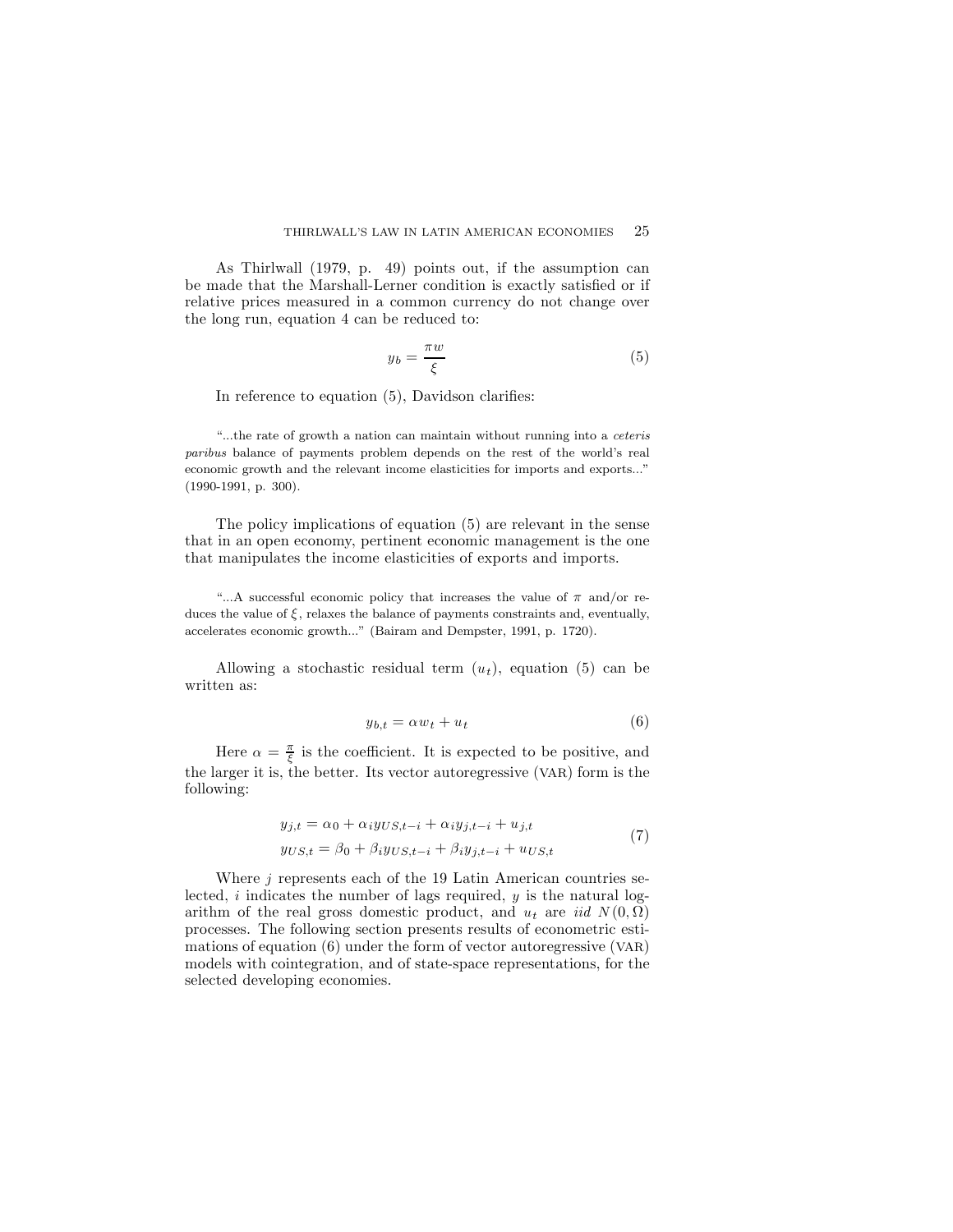As Thirlwall (1979, p. 49) points out, if the assumption can be made that the Marshall-Lerner condition is exactly satisfied or if relative prices measured in a common currency do not change over the long run, equation 4 can be reduced to:

$$y_b = \frac{\pi w}{\xi} \tag{5}$$

In reference to equation (5), Davidson clarifies:

> "...the rate of growth a nation can maintain without running into a *ceteris paribus* balance of payments problem depends on the rest of the world's real economic growth and the relevant income elasticities for imports and exports..." (1990-1991, p. 300).

The policy implications of equation (5) are relevant in the sense that in an open economy, pertinent economic management is the one that manipulates the income elasticities of exports and imports.

> "...A successful economic policy that increases the value of $\pi$ and/or reduces the value of $\xi$, relaxes the balance of payments constraints and, eventually, accelerates economic growth..." (Bairam and Dempster, 1991, p. 1720).

Allowing a stochastic residual term ($u_t$), equation (5) can be written as:

$$y_{b,t} = \alpha w_t + u_t \tag{6}$$

Here $\alpha = \frac{\pi}{\xi}$ is the coefficient. It is expected to be positive, and the larger it is, the better. Its vector autoregressive (VAR) form is the following:

$$\begin{aligned} y_{j,t} &= \alpha_0 + \alpha_i y_{US,t-i} + \alpha_i y_{j,t-i} + u_{j,t} \\ y_{US,t} &= \beta_0 + \beta_i y_{US,t-i} + \beta_i y_{j,t-i} + u_{US,t} \end{aligned} \tag{7}$$

Where $j$ represents each of the 19 Latin American countries selected, $i$ indicates the number of lags required, $y$ is the natural logarithm of the real gross domestic product, and $u_t$ are *iid* $N(0, \Omega)$ processes. The following section presents results of econometric estimations of equation (6) under the form of vector autoregressive (VAR) models with cointegration, and of state-space representations, for the selected developing economies.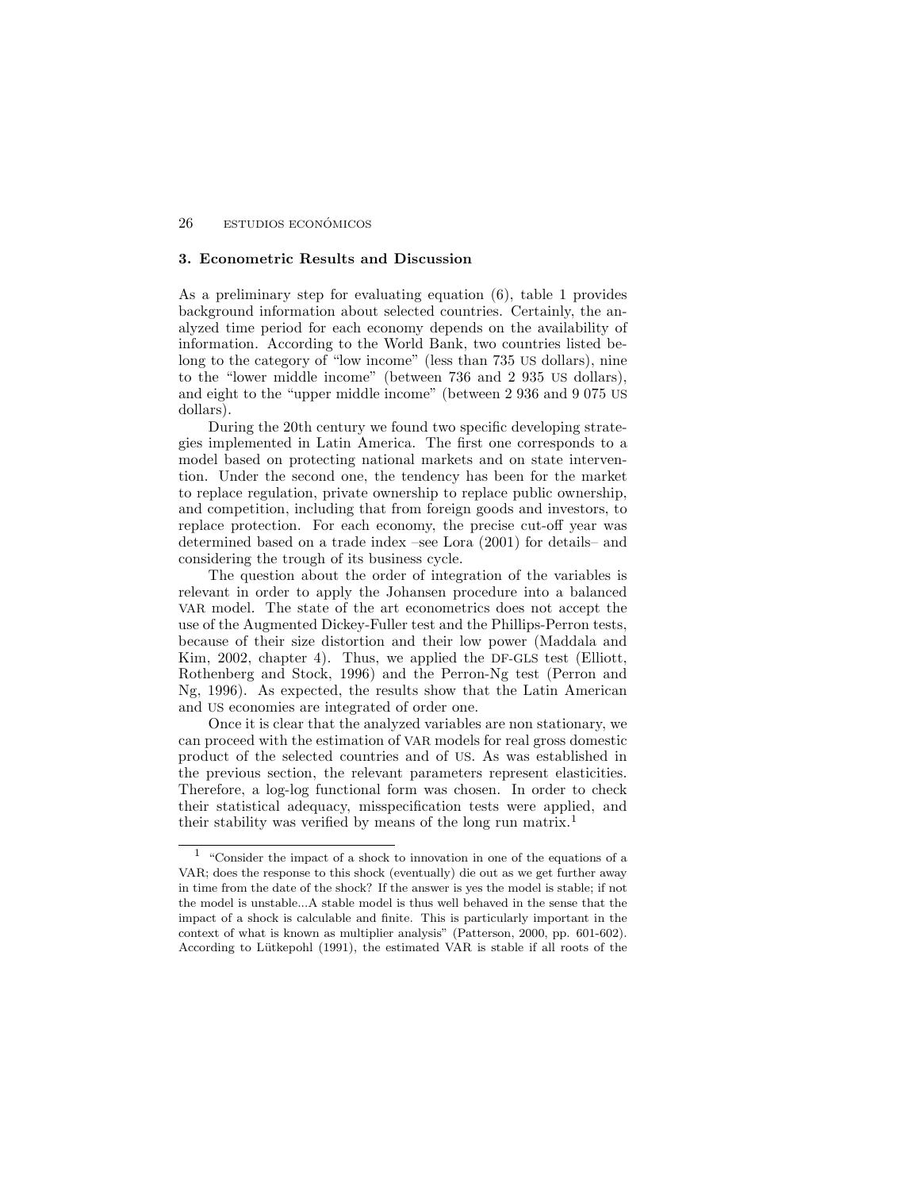### 3. Econometric Results and Discussion

As a preliminary step for evaluating equation (6), table 1 provides background information about selected countries. Certainly, the analyzed time period for each economy depends on the availability of information. According to the World Bank, two countries listed belong to the category of "low income" (less than 735 US dollars), nine to the "lower middle income" (between 736 and 2 935 US dollars), and eight to the "upper middle income" (between 2 936 and 9 075 US dollars).

During the 20th century we found two specific developing strategies implemented in Latin America. The first one corresponds to a model based on protecting national markets and on state intervention. Under the second one, the tendency has been for the market to replace regulation, private ownership to replace public ownership, and competition, including that from foreign goods and investors, to replace protection. For each economy, the precise cut-off year was determined based on a trade index –see Lora (2001) for details– and considering the trough of its business cycle.

The question about the order of integration of the variables is relevant in order to apply the Johansen procedure into a balanced VAR model. The state of the art econometrics does not accept the use of the Augmented Dickey-Fuller test and the Phillips-Perron tests, because of their size distortion and their low power (Maddala and Kim, 2002, chapter 4). Thus, we applied the DF-GLS test (Elliott, Rothenberg and Stock, 1996) and the Perron-Ng test (Perron and Ng, 1996). As expected, the results show that the Latin American and US economies are integrated of order one.

Once it is clear that the analyzed variables are non stationary, we can proceed with the estimation of VAR models for real gross domestic product of the selected countries and of US. As was established in the previous section, the relevant parameters represent elasticities. Therefore, a log-log functional form was chosen. In order to check their statistical adequacy, misspecification tests were applied, and their stability was verified by means of the long run matrix.[1]

[1] "Consider the impact of a shock to innovation in one of the equations of a VAR; does the response to this shock (eventually) die out as we get further away in time from the date of the shock? If the answer is yes the model is stable; if not the model is unstable...A stable model is thus well behaved in the sense that the impact of a shock is calculable and finite. This is particularly important in the context of what is known as multiplier analysis" (Patterson, 2000, pp. 601-602). According to Lütkepohl (1991), the estimated VAR is stable if all roots of the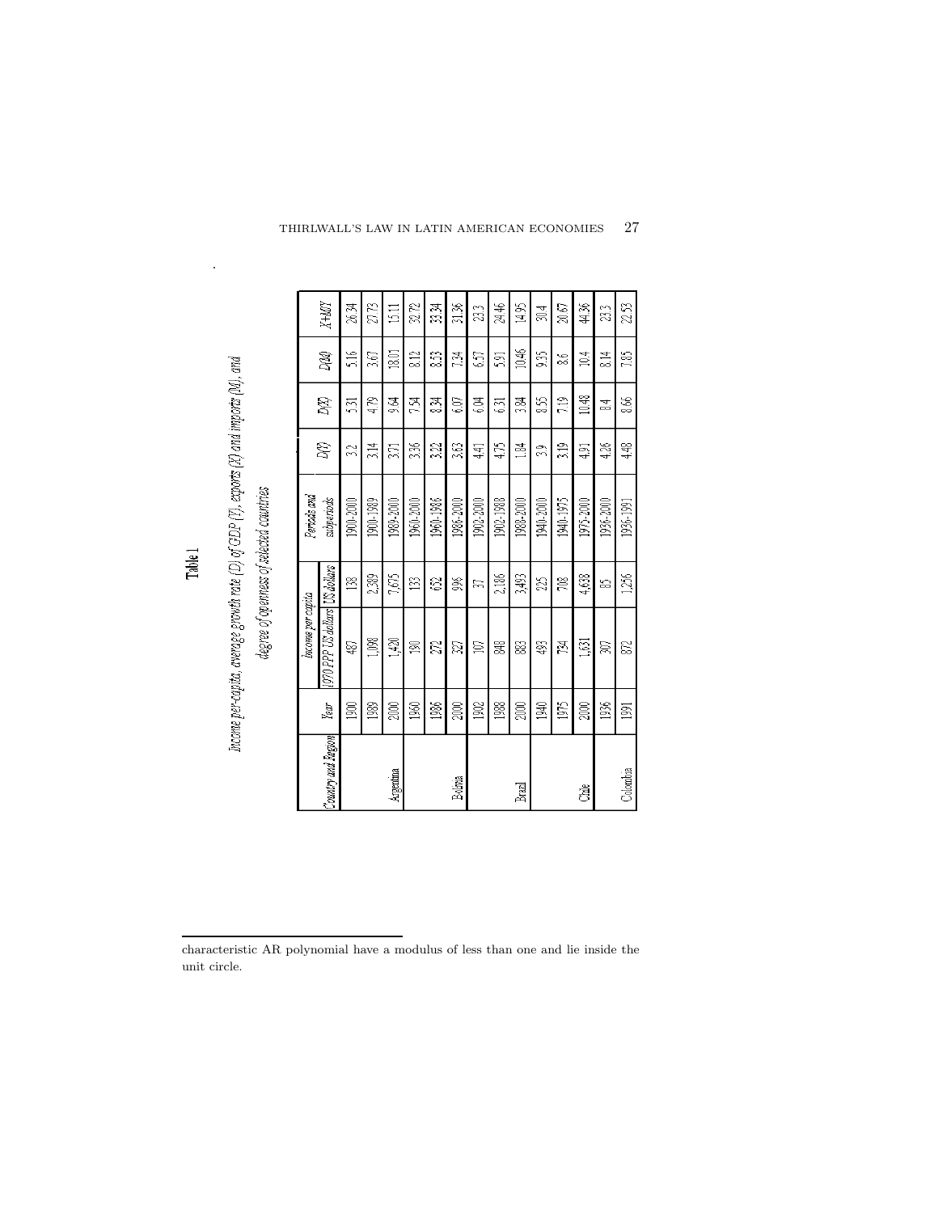**Table 1**

*Income per-capita, average growth rate (D) of GDP (Y), exports (X) and imports (M), and degree of openness of selected countries*

| Country and Region | Year | Income per capita | | Periods and subperiods | D(Y) | D(X) | D(M) | X+M/Y |
|---|---|---|---|---|---|---|---|---|
| | | 1970 PPP US dollars | US dollars | | | | | |
| | 1900 | 487 | 138 | 1900-2000 | 3.2 | 5.31 | 5.16 | 26.34 |
| | 1989 | 1,098 | 2,389 | 1900-1989 | 3.14 | 4.79 | 3.67 | 27.73 |
| Argentina | 2000 | 1,420 | 7,675 | 1989-2000 | 3.71 | 9.64 | 18.01 | 15.11 |
| | 1960 | 190 | 133 | 1960-2000 | 3.36 | 7.54 | 8.12 | 30.72 |
| | 1986 | 272 | 652 | 1960-1986 | 3.22 | 8.34 | 8.53 | 33.34 |
| Bolivia | 2000 | 327 | 996 | 1986-2000 | 3.63 | 6.07 | 7.34 | 31.36 |
| | 1902 | 107 | 37 | 1902-2000 | 4.41 | 6.04 | 6.57 | 23.3 |
| | 1988 | 848 | 2,186 | 1902-1988 | 4.75 | 6.31 | 5.91 | 24.46 |
| Brazil | 2000 | 883 | 3,493 | 1988-2000 | 1.84 | 3.84 | 10.46 | 14.95 |
| | 1940 | 493 | 225 | 1940-2000 | 3.9 | 8.55 | 9.35 | 30.4 |
| | 1975 | 734 | 708 | 1940-1975 | 3.19 | 7.19 | 8.6 | 20.67 |
| Chile | 2000 | 1,631 | 4,638 | 1975-2000 | 4.91 | 10.48 | 10.4 | 44.36 |
| | 1936 | 307 | 85 | 1936-2000 | 4.26 | 8.4 | 8.14 | 23.3 |
| Colombia | 1991 | 872 | 1,256 | 1936-1991 | 4.48 | 8.66 | 7.85 | 22.53 |

characteristic AR polynomial have a modulus of less than one and lie inside the unit circle.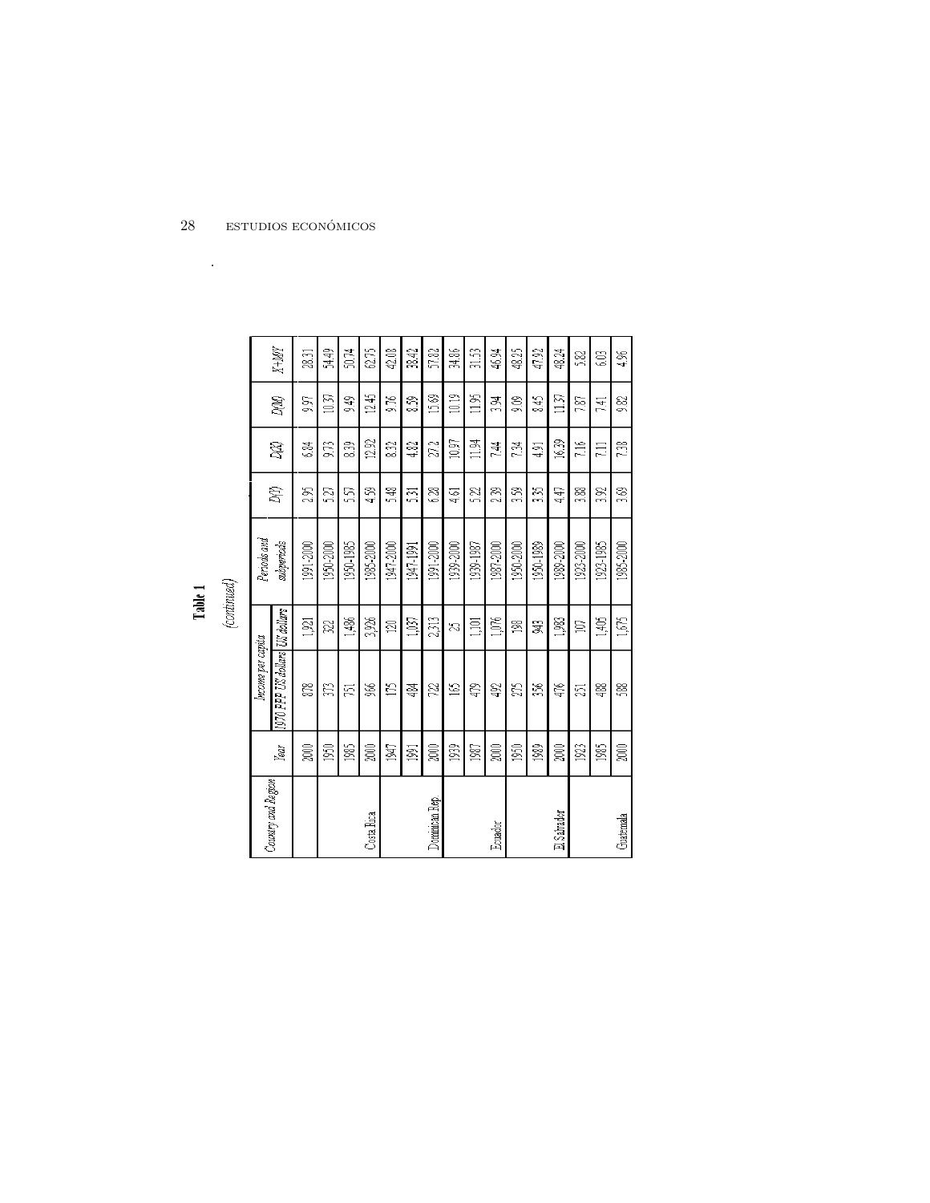**Table 1**

*(continued)*

| Country and Region | Year | Income per capita | | Periods and subperiods | D(Y) | D(X) | D(M) | X+M/Y |
|---|---|---|---|---|---|---|---|---|
| | | 1970 PPP US dollars | US dollars | | | | | |
| | 2000 | 878 | 1,921 | 1991-2000 | 2.95 | 6.84 | 9.97 | 28.31 |
| | 1950 | 373 | 322 | 1950-2000 | 5.27 | 9.73 | 10.37 | 54.49 |
| | 1985 | 751 | 1,486 | 1950-1985 | 5.57 | 8.39 | 9.49 | 50.74 |
| Costa Rica | 2000 | 966 | 3,926 | 1985-2000 | 4.59 | 12.92 | 12.45 | 62.75 |
| | 1947 | 175 | 120 | 1947-2000 | 5.48 | 8.32 | 9.76 | 42.08 |
| | 1991 | 484 | 1,037 | 1947-1991 | 5.31 | 4.82 | 8.59 | 38.42 |
| Dominican Rep. | 2000 | 722 | 2,313 | 1991-2000 | 6.28 | 27.2 | 15.69 | 57.82 |
| | 1939 | 165 | 25 | 1939-2000 | 4.61 | 10.97 | 10.19 | 34.86 |
| | 1987 | 479 | 1,101 | 1939-1987 | 5.22 | 11.94 | 11.95 | 31.53 |
| Ecuador | 2000 | 492 | 1,076 | 1987-2000 | 2.39 | 7.44 | 3.94 | 46.94 |
| | 1950 | 275 | 198 | 1950-2000 | 3.59 | 7.34 | 9.09 | 48.25 |
| | 1989 | 356 | 943 | 1950-1989 | 3.35 | 4.91 | 8.45 | 47.92 |
| El Salvador | 2000 | 476 | 1,983 | 1989-2000 | 4.47 | 16.39 | 11.37 | 48.24 |
| | 1923 | 251 | 107 | 1923-2000 | 3.88 | 7.16 | 7.87 | 5.82 |
| | 1985 | 488 | 1,405 | 1923-1985 | 3.92 | 7.11 | 7.41 | 6.03 |
| Guatemala | 2000 | 588 | 1,675 | 1985-2000 | 3.69 | 7.38 | 9.82 | 4.96 |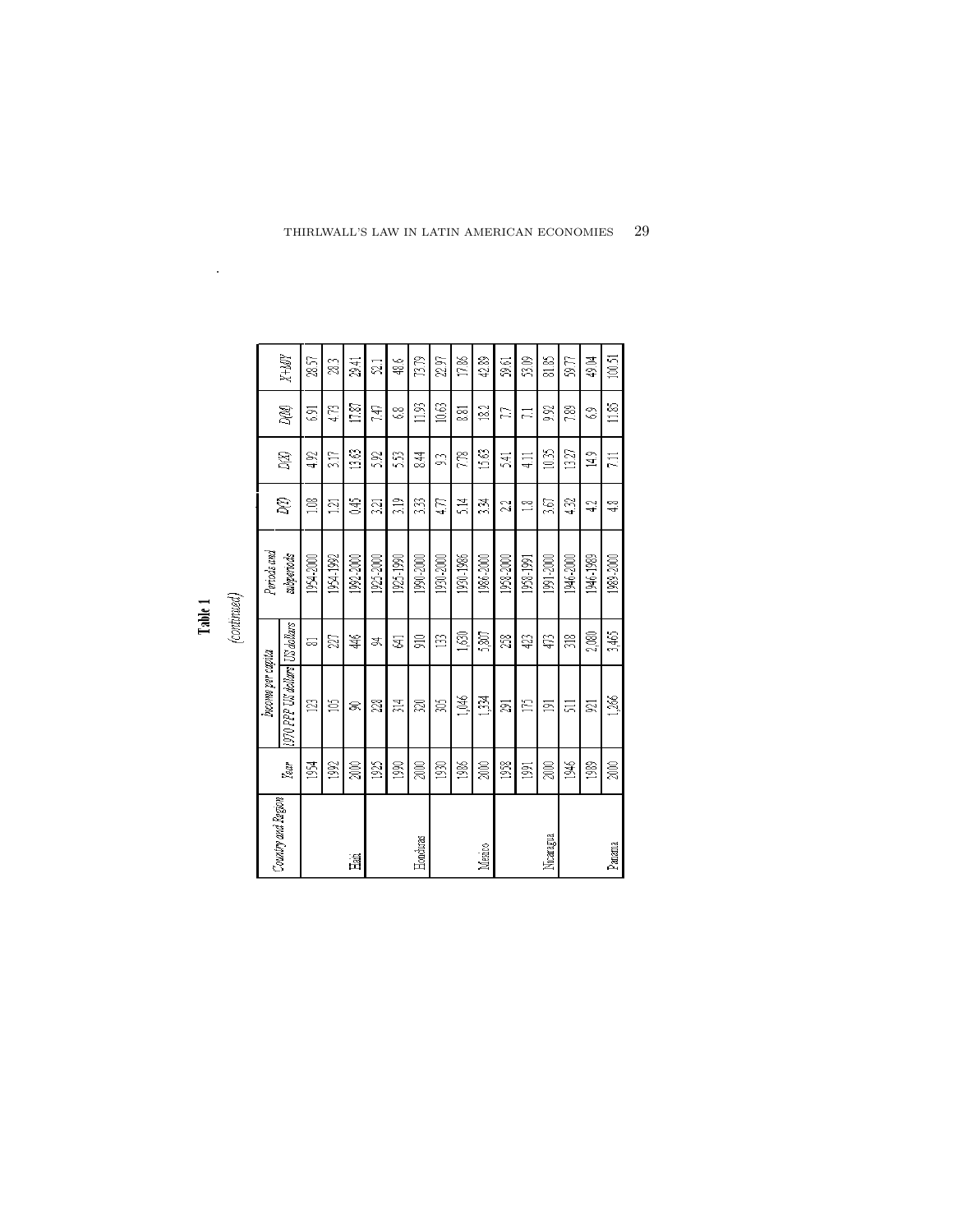**Table 1**

*(continued)*

| *Country and Region* | *Year* | *Income per capita* | | *Periods and subperiods* | *D(Y)* | *D(X)* | *D(M)* | *X+M/Y* |
|---|---|---|---|---|---|---|---|---|
| | | *1970 PPP US dollars* | *US dollars* | | | | | |
| | 1954 | 123 | 81 | 1954-2000 | 1.08 | 4.92 | 6.91 | 28.57 |
| | 1992 | 105 | 227 | 1954-1992 | 1.21 | 3.17 | 4.73 | 28.3 |
| Haiti | 2000 | 90 | 446 | 1992-2000 | 0.45 | 13.63 | 17.87 | 29.41 |
| | 1925 | 228 | 94 | 1925-2000 | 3.21 | 5.92 | 7.47 | 52.1 |
| | 1990 | 314 | 641 | 1925-1990 | 3.19 | 5.53 | 6.8 | 48.6 |
| Honduras | 2000 | 320 | 910 | 1990-2000 | 3.33 | 8.44 | 11.93 | 73.79 |
| | 1930 | 305 | 133 | 1930-2000 | 4.77 | 9.3 | 10.63 | 22.97 |
| | 1986 | 1,046 | 1,630 | 1930-1986 | 5.14 | 7.78 | 8.81 | 17.86 |
| Mexico | 2000 | 1,334 | 5,807 | 1986-2000 | 3.34 | 15.63 | 18.2 | 42.89 |
| | 1958 | 291 | 258 | 1958-2000 | 2.2 | 5.41 | 7.7 | 59.61 |
| | 1991 | 175 | 423 | 1958-1991 | 1.8 | 4.11 | 7.1 | 53.09 |
| Nicaragua | 2000 | 191 | 473 | 1991-2000 | 3.67 | 10.35 | 9.92 | 81.85 |
| | 1946 | 511 | 318 | 1946-2000 | 4.32 | 13.27 | 7.89 | 59.77 |
| | 1989 | 921 | 2,080 | 1946-1989 | 4.2 | 14.9 | 6.9 | 49.04 |
| Panama | 2000 | 1,266 | 3,465 | 1989-2000 | 4.8 | 7.11 | 11.85 | 100.51 |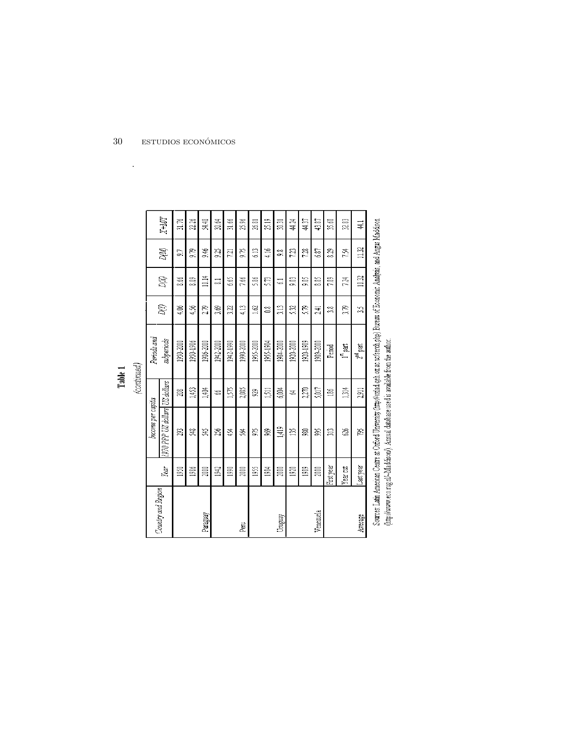**Table 1**

*(continued)*

| *Country and Region* | *Year* | *Income per capita* | | *Periods and subperiods* | *D(Y)* | *D(X)* | *D(M)* | *X+M/Y* |
|---|---|---|---|---|---|---|---|---|
| | | *1970 PPP US dollars* | *US dollars* | | | | | |
| | 1950 | 293 | 208 | 1950-2000 | 4.06 | 8.66 | 9.7 | 31.76 |
| | 1986 | 548 | 1,453 | 1950-1986 | 4.56 | 8.09 | 9.79 | 22.26 |
| Paraguay | 2000 | 545 | 1,404 | 1986-2000 | 2.79 | 10.14 | 9.46 | 54.48 |
| | 1942 | 256 | 66 | 1942-2000 | 3.69 | 8.1 | 9.25 | 30.64 |
| | 1990 | 454 | 1,575 | 1942-1990 | 3.22 | 6.65 | 7.21 | 31.66 |
| Peru | 2000 | 564 | 2,085 | 1990-2000 | 4.13 | 7.66 | 9.75 | 25.96 |
| | 1955 | 975 | 929 | 1955-2000 | 1.62 | 5.86 | 6.13 | 26.81 |
| | 1984 | 989 | 1,511 | 1955-1984 | 0.8 | 5.73 | 4.16 | 25.19 |
| Uruguay | 2000 | 1,419 | 6,004 | 1984-2000 | 3.13 | 6.1 | 9.8 | 30.31 |
| | 1920 | 135 | 64 | 1920-2000 | 5.32 | 9.03 | 7.23 | 44.24 |
| | 1989 | 980 | 2,270 | 1920-1989 | 5.79 | 9.05 | 7.28 | 44.37 |
| Venezuela | 2000 | 995 | 5,017 | 1989-2000 | 2.41 | 8.85 | 6.87 | 43.87 |
| | First year | 313 | 186 | Period | 3.8 | 7.89 | 8.29 | 35.68 |
| | Year cut | 626 | 1,314 | 1[st] part | 3.79 | 7.24 | 7.54 | 32.83 |
| Average | Last year | 795 | 2,911 | 2[nd] part | 3.5 | 10.32 | 11.32 | 44.1 |

Sources: Latin American Centre at Oxford University (http://oxlad.qeh.ox.ac.uk/search.php) Bureau of Economic Analysis, and Angus Maddison (http://www.eco.rug.nl/~Maddison/). Annual database used is available from the author.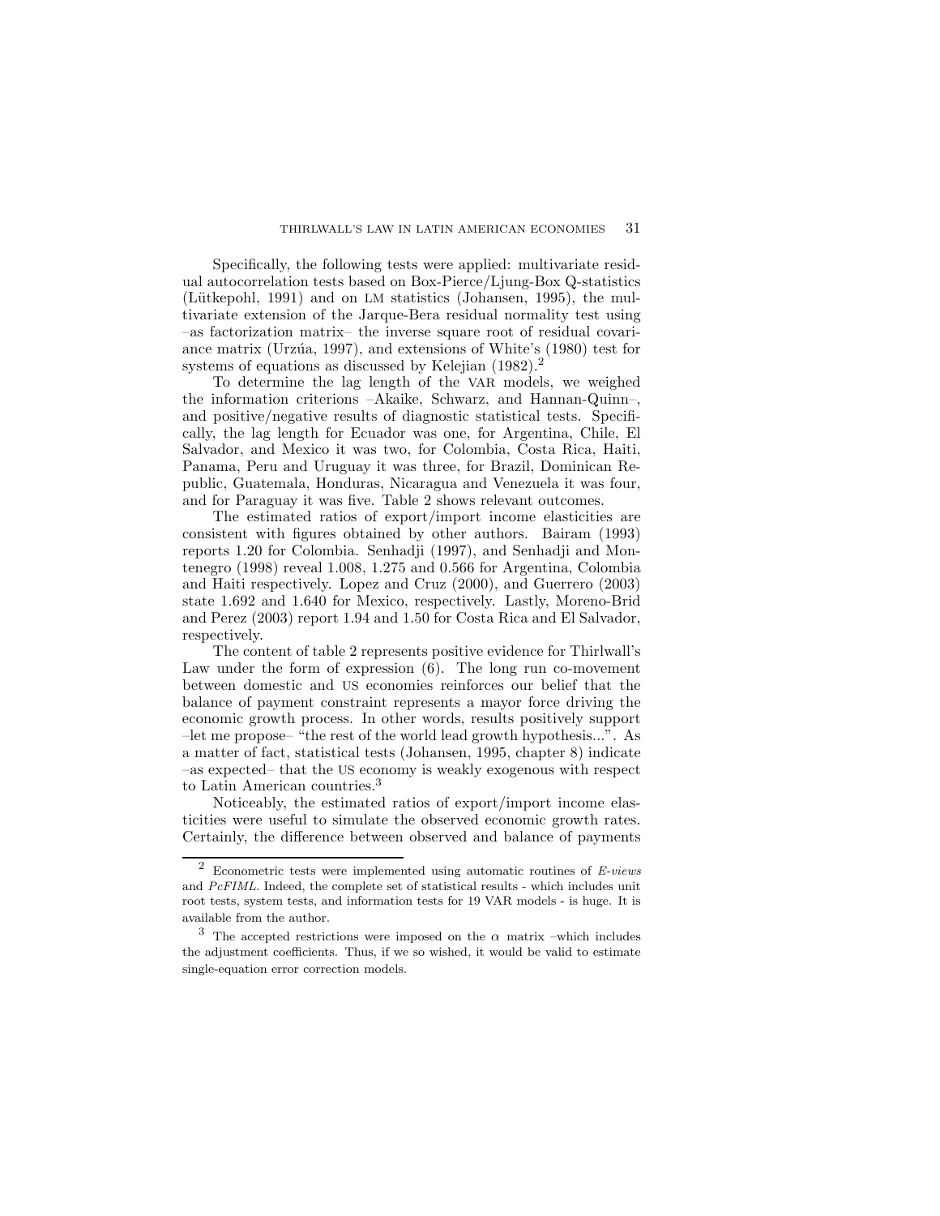Specifically, the following tests were applied: multivariate residual autocorrelation tests based on Box-Pierce/Ljung-Box Q-statistics (Lütkepohl, 1991) and on LM statistics (Johansen, 1995), the multivariate extension of the Jarque-Bera residual normality test using –as factorization matrix– the inverse square root of residual covariance matrix (Urzúa, 1997), and extensions of White's (1980) test for systems of equations as discussed by Kelejian (1982).[2]

To determine the lag length of the VAR models, we weighed the information criterions –Akaike, Schwarz, and Hannan-Quinn–, and positive/negative results of diagnostic statistical tests. Specifically, the lag length for Ecuador was one, for Argentina, Chile, El Salvador, and Mexico it was two, for Colombia, Costa Rica, Haiti, Panama, Peru and Uruguay it was three, for Brazil, Dominican Republic, Guatemala, Honduras, Nicaragua and Venezuela it was four, and for Paraguay it was five. Table 2 shows relevant outcomes.

The estimated ratios of export/import income elasticities are consistent with figures obtained by other authors. Bairam (1993) reports 1.20 for Colombia. Senhadji (1997), and Senhadji and Montenegro (1998) reveal 1.008, 1.275 and 0.566 for Argentina, Colombia and Haiti respectively. Lopez and Cruz (2000), and Guerrero (2003) state 1.692 and 1.640 for Mexico, respectively. Lastly, Moreno-Brid and Perez (2003) report 1.94 and 1.50 for Costa Rica and El Salvador, respectively.

The content of table 2 represents positive evidence for Thirlwall's Law under the form of expression (6). The long run co-movement between domestic and US economies reinforces our belief that the balance of payment constraint represents a mayor force driving the economic growth process. In other words, results positively support –let me propose– "the rest of the world lead growth hypothesis...". As a matter of fact, statistical tests (Johansen, 1995, chapter 8) indicate –as expected– that the US economy is weakly exogenous with respect to Latin American countries.[3]

Noticeably, the estimated ratios of export/import income elasticities were useful to simulate the observed economic growth rates. Certainly, the difference between observed and balance of payments

---

[2] Econometric tests were implemented using automatic routines of *E-views* and *PcFIML*. Indeed, the complete set of statistical results - which includes unit root tests, system tests, and information tests for 19 VAR models - is huge. It is available from the author.

[3] The accepted restrictions were imposed on the $\alpha$ matrix –which includes the adjustment coefficients. Thus, if we so wished, it would be valid to estimate single-equation error correction models.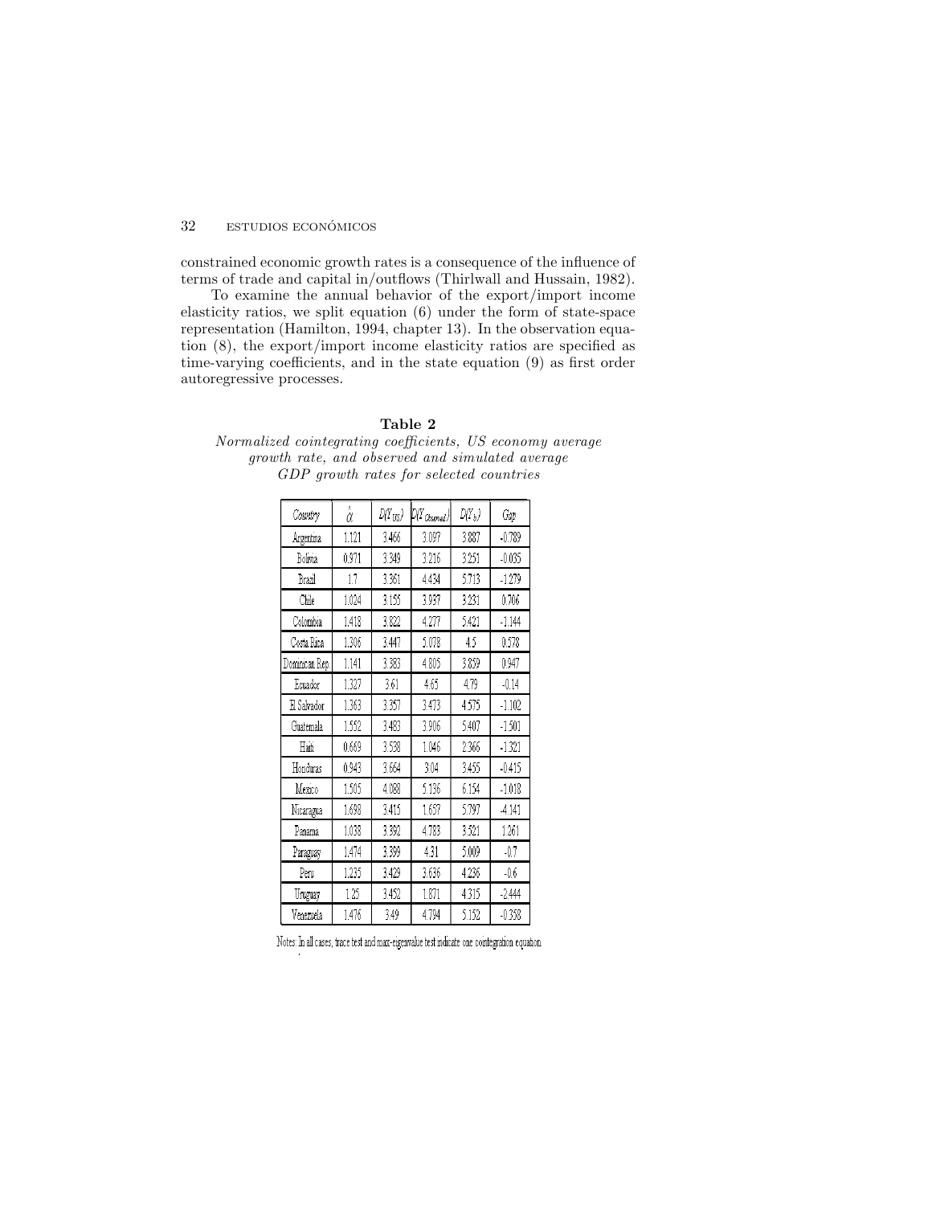constrained economic growth rates is a consequence of the influence of terms of trade and capital in/outflows (Thirlwall and Hussain, 1982).

To examine the annual behavior of the export/import income elasticity ratios, we split equation (6) under the form of state-space representation (Hamilton, 1994, chapter 13). In the observation equation (8), the export/import income elasticity ratios are specified as time-varying coefficients, and in the state equation (9) as first order autoregressive processes.

**Table 2**

*Normalized cointegrating coefficients, US economy average growth rate, and observed and simulated average GDP growth rates for selected countries*

| Country | $\hat{\alpha}$ | $D(Y_{US})$ | $D(Y_{Observed})$ | $D(Y_b)$ | Gap |
|---|---|---|---|---|---|
| Argentina | 1.121 | 3.466 | 3.097 | 3.887 | -0.789 |
| Bolivia | 0.971 | 3.349 | 3.216 | 3.251 | -0.035 |
| Brazil | 1.7 | 3.361 | 4.434 | 5.713 | -1.279 |
| Chile | 1.024 | 3.155 | 3.937 | 3.231 | 0.706 |
| Colombia | 1.418 | 3.822 | 4.277 | 5.421 | -1.144 |
| Costa Rica | 1.306 | 3.447 | 5.078 | 4.5 | 0.578 |
| Dominican Rep | 1.141 | 3.383 | 4.805 | 3.859 | 0.947 |
| Ecuador | 1.327 | 3.61 | 4.65 | 4.79 | -0.14 |
| El Salvador | 1.363 | 3.357 | 3.473 | 4.575 | -1.102 |
| Guatemala | 1.552 | 3.483 | 3.906 | 5.407 | -1.501 |
| Haiti | 0.669 | 3.538 | 1.046 | 2.366 | -1.321 |
| Honduras | 0.943 | 3.664 | 3.04 | 3.455 | -0.415 |
| Mexico | 1.505 | 4.088 | 5.136 | 6.154 | -1.018 |
| Nicaragua | 1.698 | 3.415 | 1.657 | 5.797 | -4.141 |
| Panama | 1.038 | 3.392 | 4.783 | 3.521 | 1.261 |
| Paraguay | 1.474 | 3.399 | 4.31 | 5.009 | -0.7 |
| Peru | 1.235 | 3.429 | 3.636 | 4.236 | -0.6 |
| Uruguay | 1.25 | 3.452 | 1.871 | 4.315 | -2.444 |
| Venezuela | 1.476 | 3.49 | 4.794 | 5.152 | -0.358 |

Notes: In all cases, trace test and max-eigenvalue test indicate one cointegration equation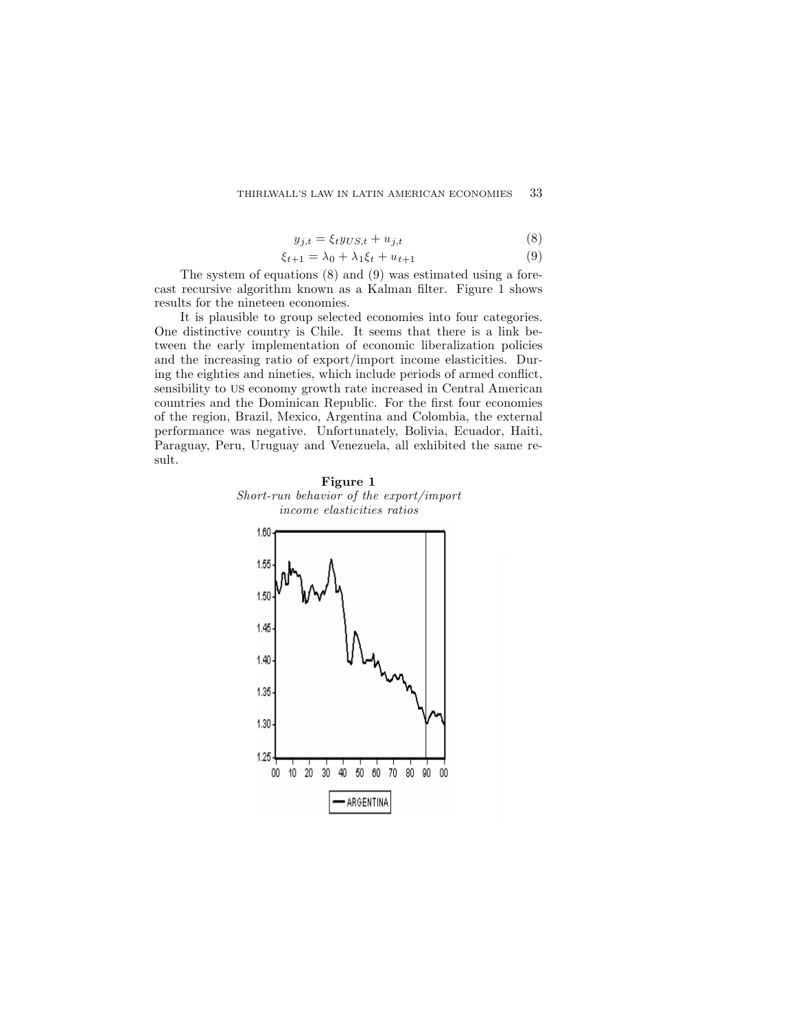$$y_{j,t} = \xi_t y_{US,t} + u_{j,t} \tag{8}$$

$$\xi_{t+1} = \lambda_0 + \lambda_1 \xi_t + u_{t+1} \tag{9}$$

The system of equations (8) and (9) was estimated using a forecast recursive algorithm known as a Kalman filter. Figure 1 shows results for the nineteen economies.

It is plausible to group selected economies into four categories. One distinctive country is Chile. It seems that there is a link between the early implementation of economic liberalization policies and the increasing ratio of export/import income elasticities. During the eighties and nineties, which include periods of armed conflict, sensibility to US economy growth rate increased in Central American countries and the Dominican Republic. For the first four economies of the region, Brazil, Mexico, Argentina and Colombia, the external performance was negative. Unfortunately, Bolivia, Ecuador, Haiti, Paraguay, Peru, Uruguay and Venezuela, all exhibited the same result.

**Figure 1**

*Short-run behavior of the export/import income elasticities ratios*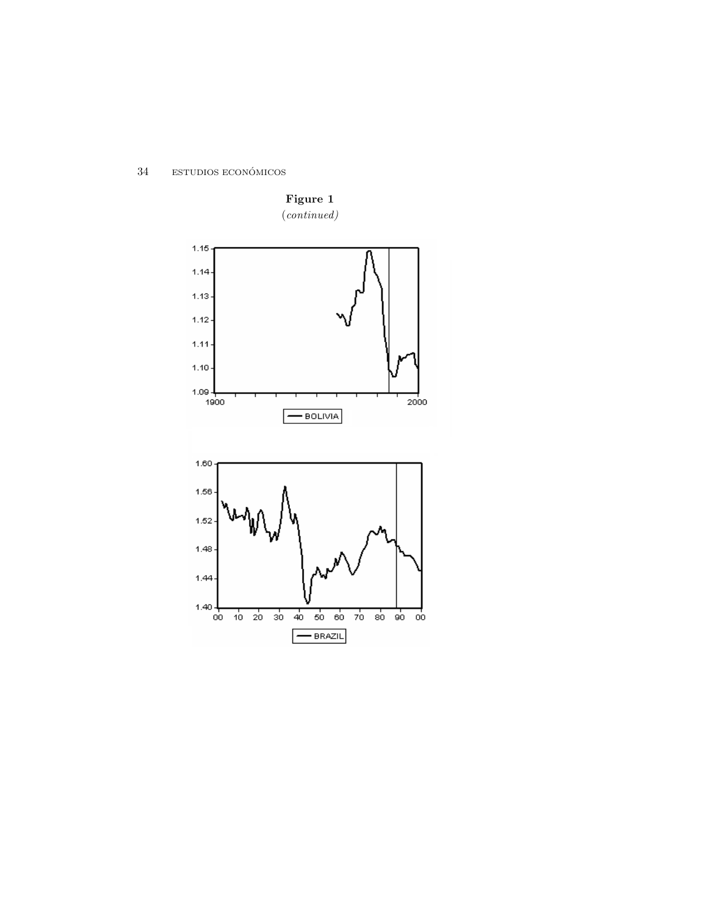**Figure 1**

*(continued)*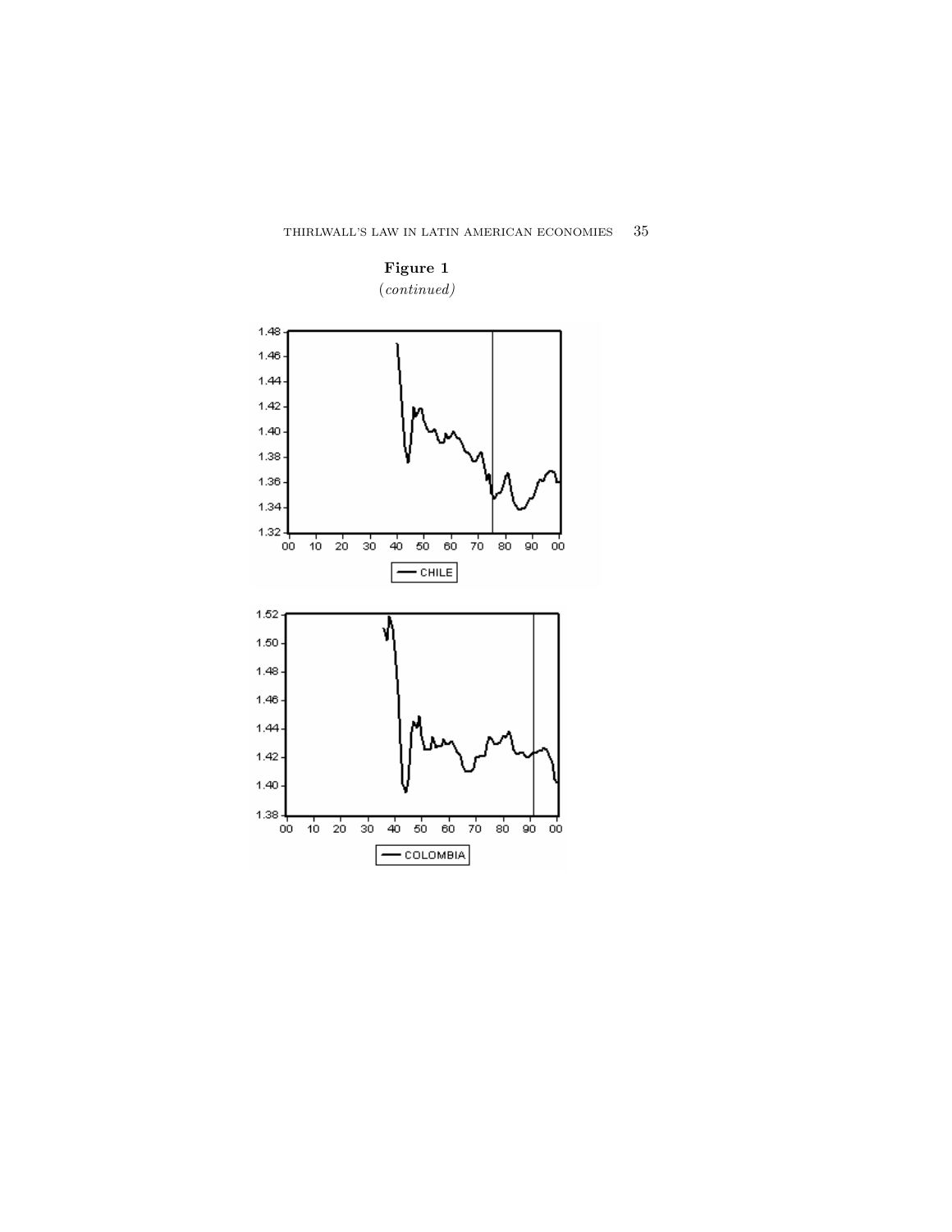**Figure 1**

*(continued)*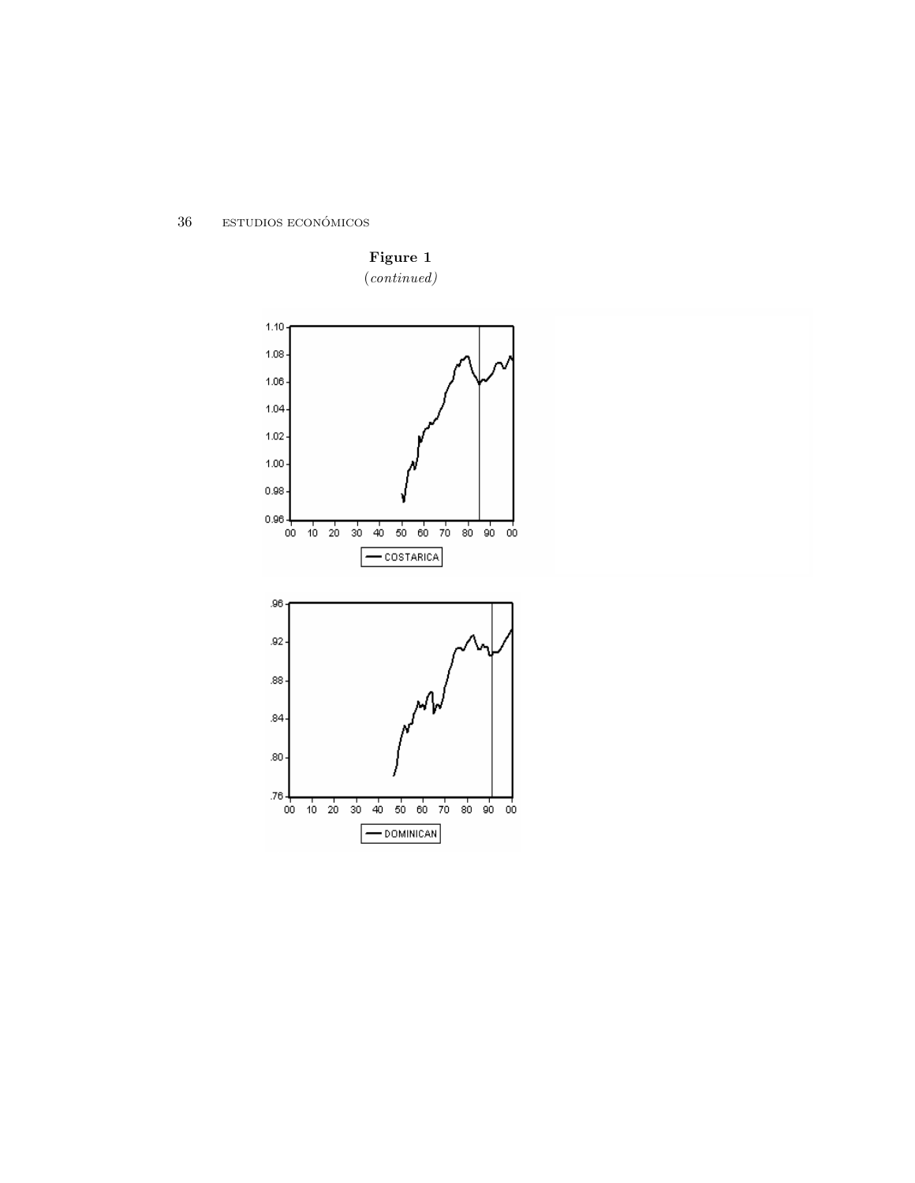**Figure 1**

*(continued)*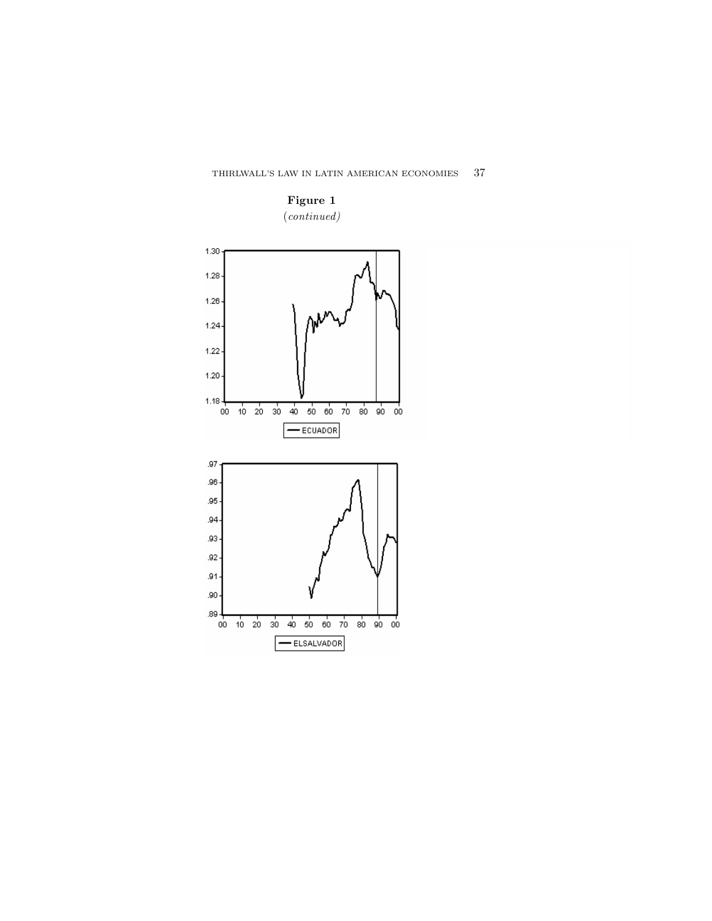**Figure 1**

*(continued)*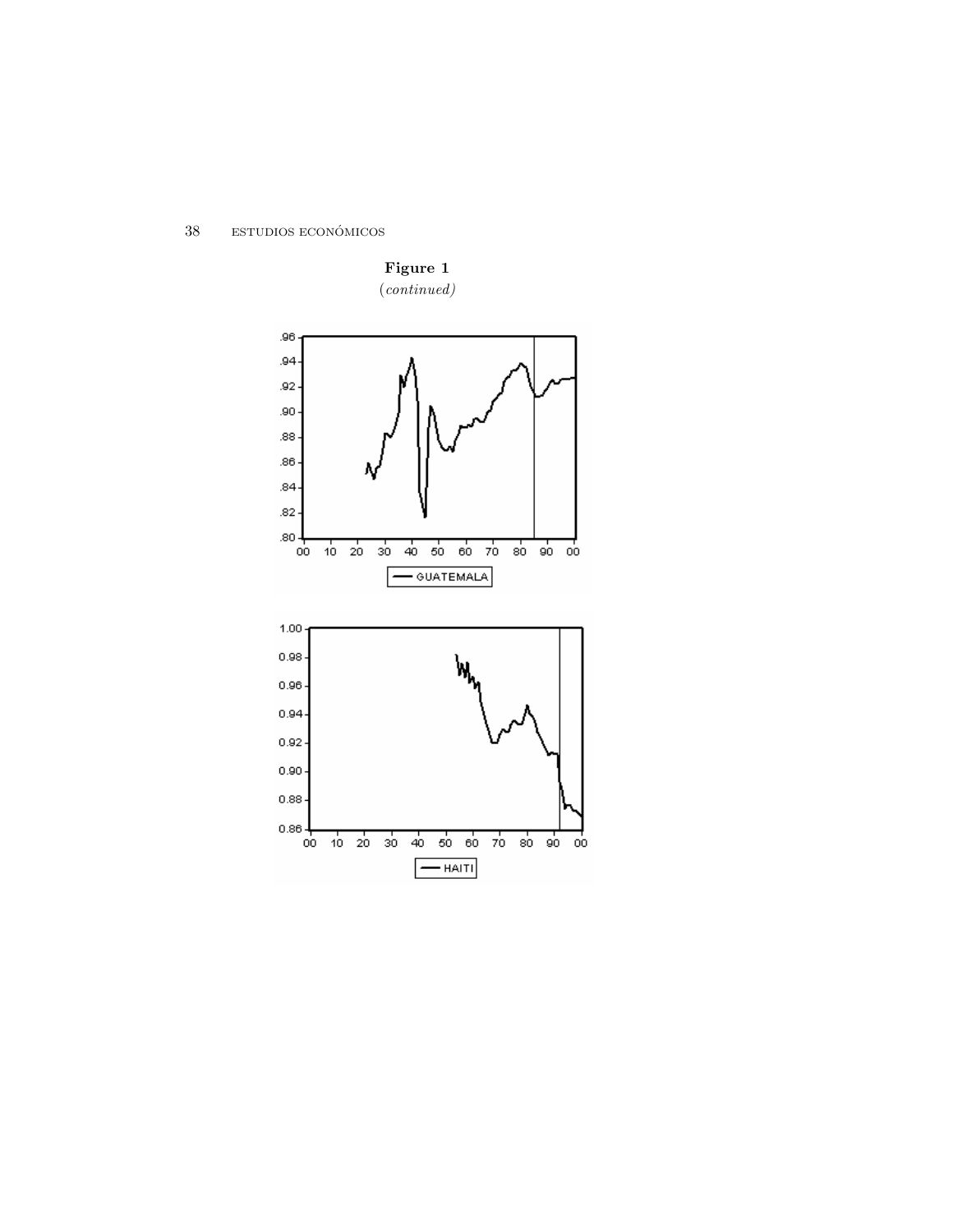**Figure 1**

*(continued)*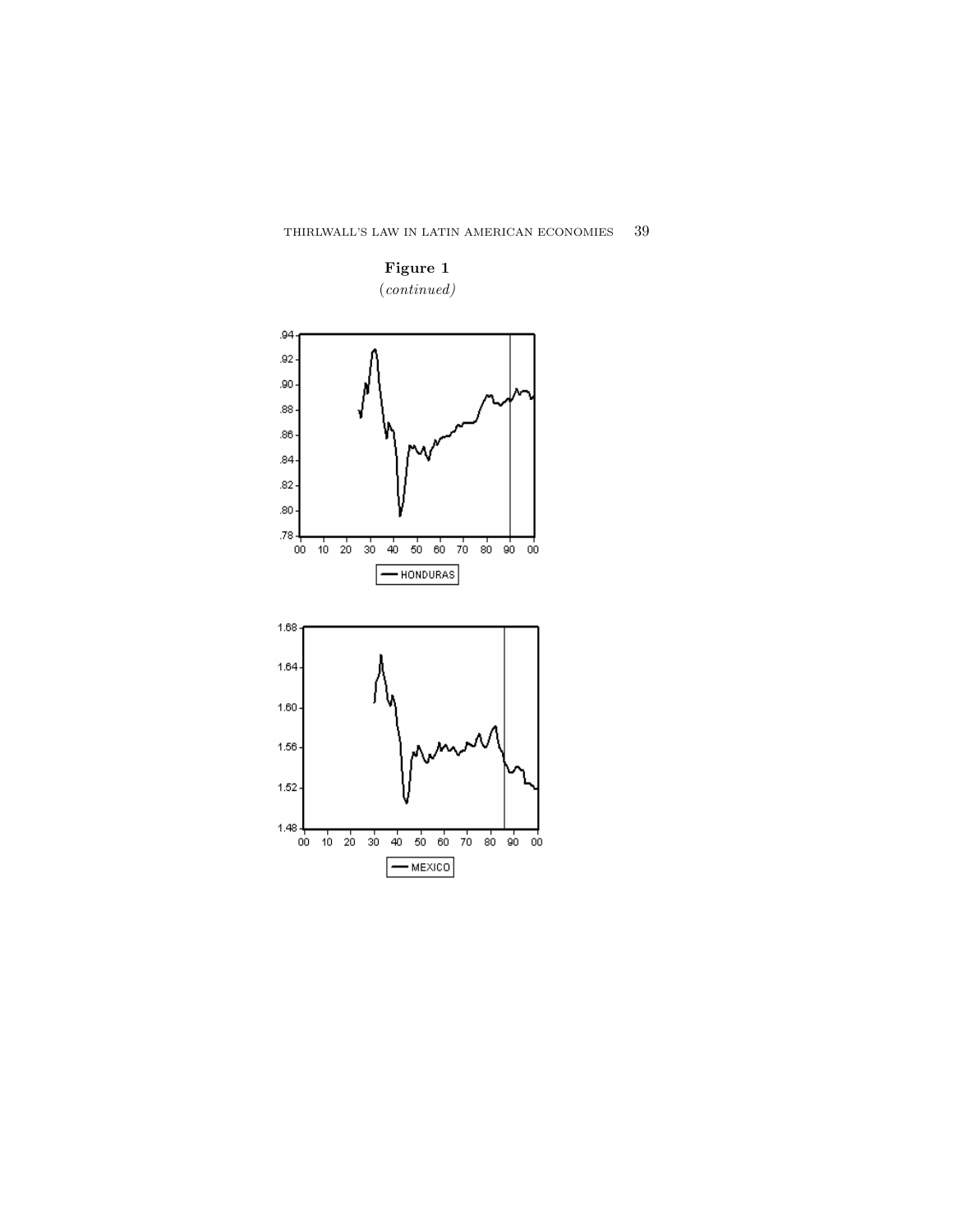**Figure 1**
*(continued)*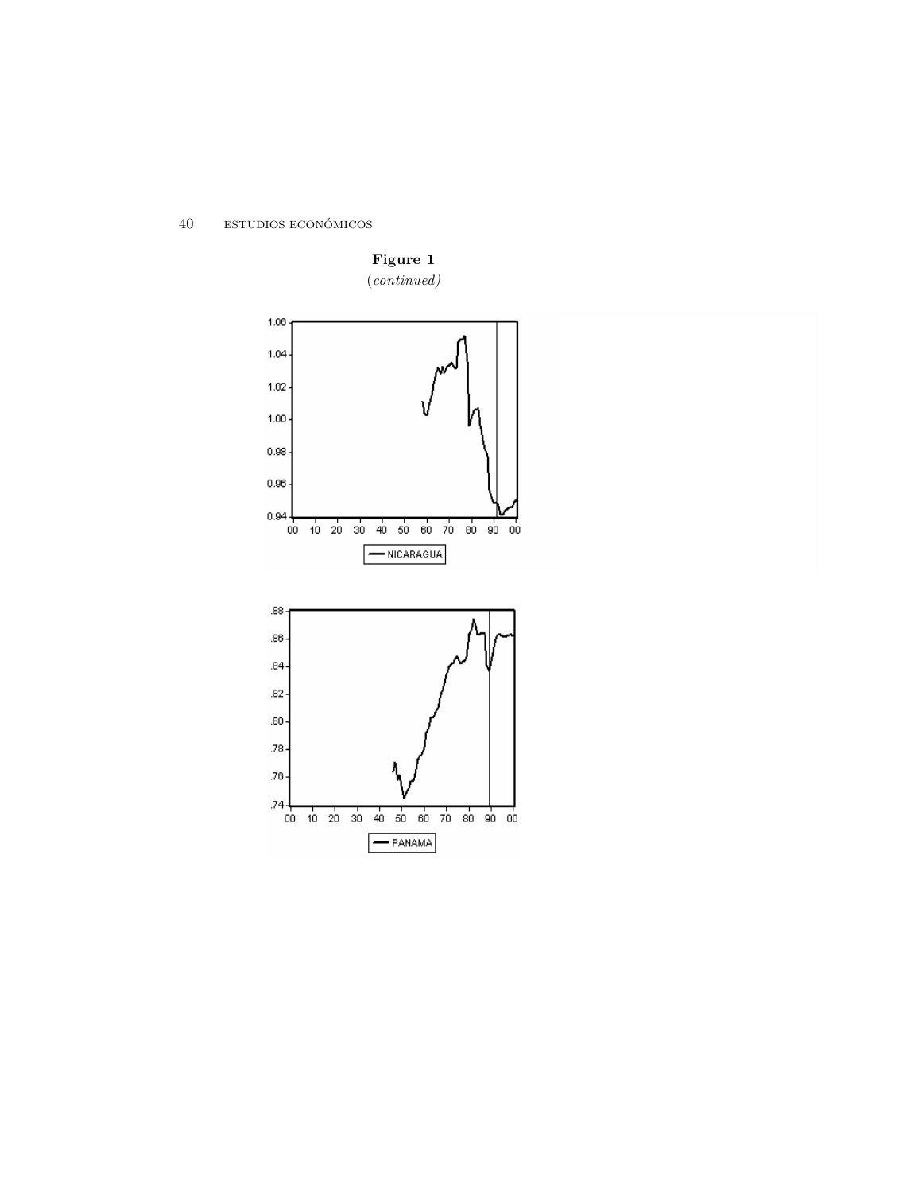**Figure 1**

*(continued)*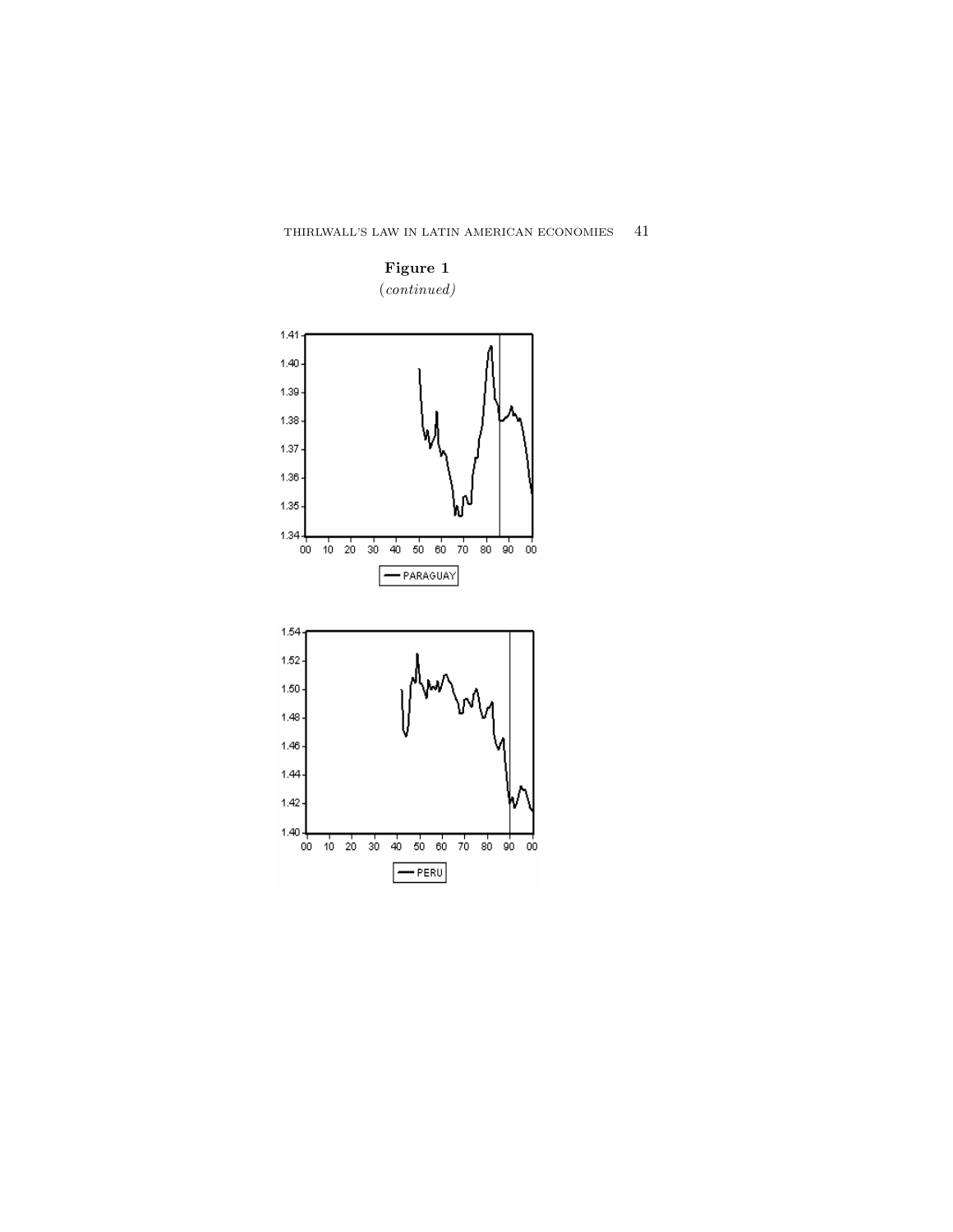**Figure 1**

*(continued)*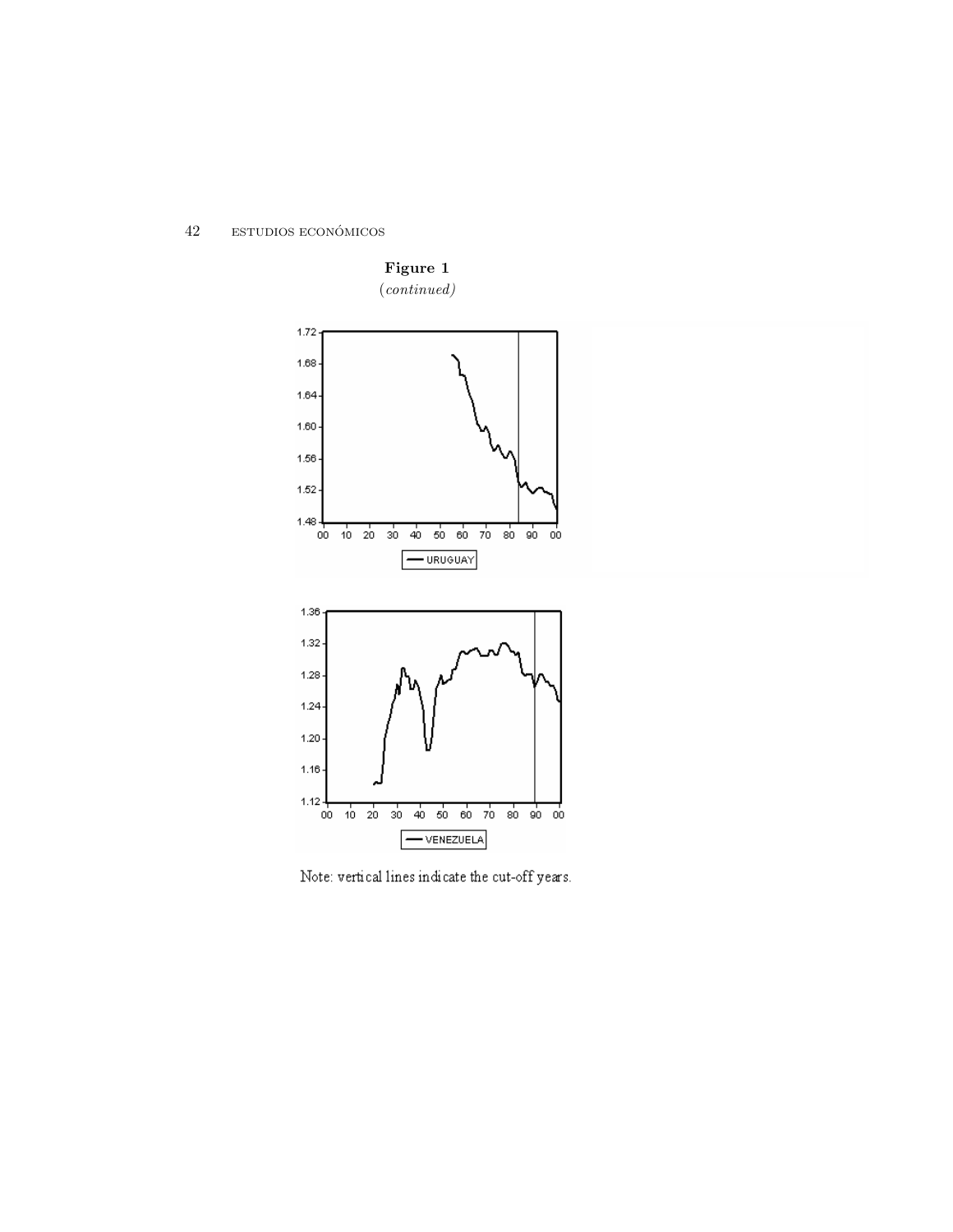**Figure 1**

*(continued)*

Note: vertical lines indicate the cut-off years.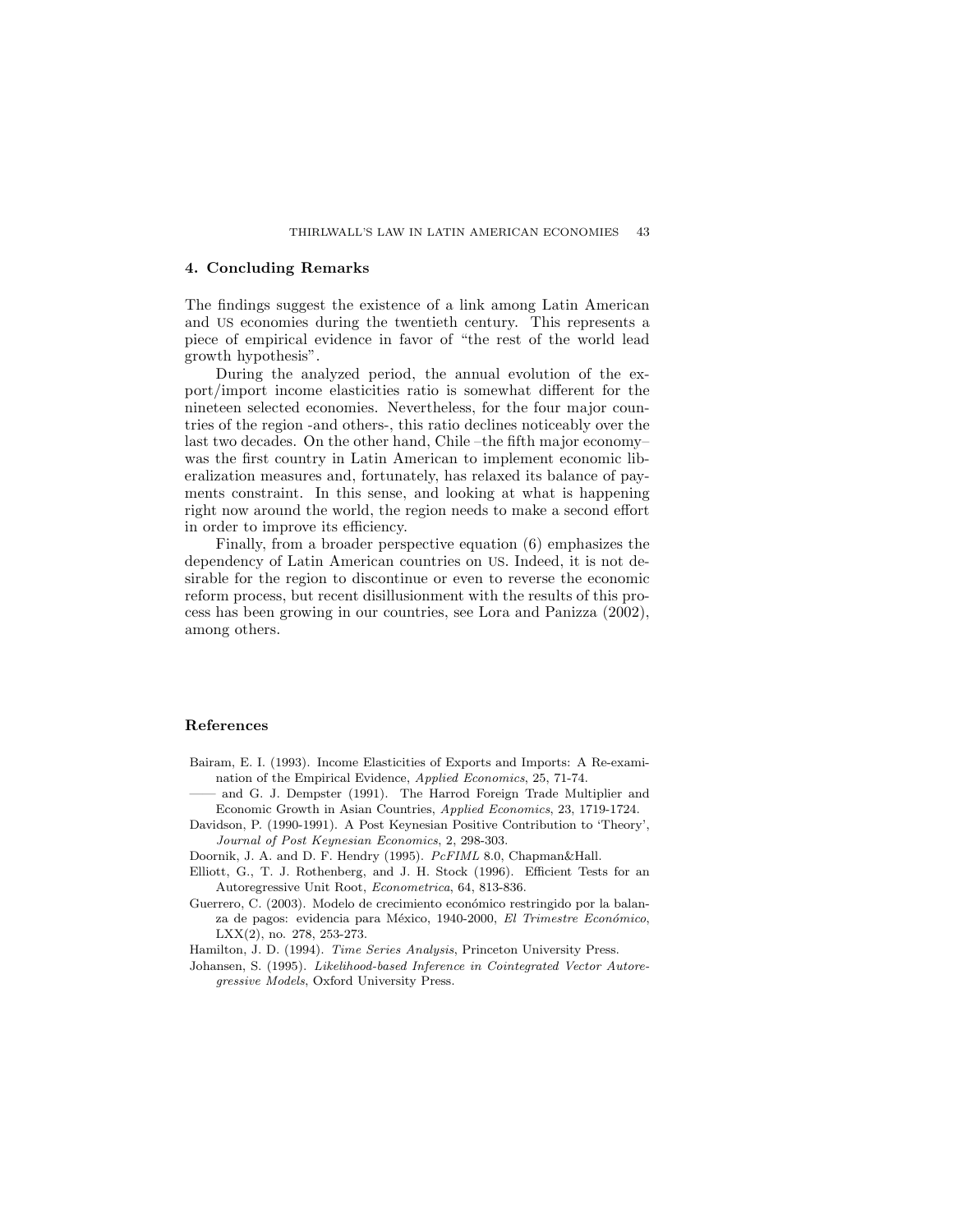## 4. Concluding Remarks

The findings suggest the existence of a link among Latin American and US economies during the twentieth century. This represents a piece of empirical evidence in favor of "the rest of the world lead growth hypothesis".

During the analyzed period, the annual evolution of the export/import income elasticities ratio is somewhat different for the nineteen selected economies. Nevertheless, for the four major countries of the region -and others-, this ratio declines noticeably over the last two decades. On the other hand, Chile –the fifth major economy– was the first country in Latin American to implement economic liberalization measures and, fortunately, has relaxed its balance of payments constraint. In this sense, and looking at what is happening right now around the world, the region needs to make a second effort in order to improve its efficiency.

Finally, from a broader perspective equation (6) emphasizes the dependency of Latin American countries on US. Indeed, it is not desirable for the region to discontinue or even to reverse the economic reform process, but recent disillusionment with the results of this process has been growing in our countries, see Lora and Panizza (2002), among others.

## References

Bairam, E. I. (1993). Income Elasticities of Exports and Imports: A Re-examination of the Empirical Evidence, *Applied Economics*, 25, 71-74.

—— and G. J. Dempster (1991). The Harrod Foreign Trade Multiplier and Economic Growth in Asian Countries, *Applied Economics*, 23, 1719-1724.

Davidson, P. (1990-1991). A Post Keynesian Positive Contribution to 'Theory', *Journal of Post Keynesian Economics*, 2, 298-303.

Doornik, J. A. and D. F. Hendry (1995). *PcFIML* 8.0, Chapman&Hall.

Elliott, G., T. J. Rothenberg, and J. H. Stock (1996). Efficient Tests for an Autoregressive Unit Root, *Econometrica*, 64, 813-836.

Guerrero, C. (2003). Modelo de crecimiento económico restringido por la balanza de pagos: evidencia para México, 1940-2000, *El Trimestre Económico*, LXX(2), no. 278, 253-273.

Hamilton, J. D. (1994). *Time Series Analysis*, Princeton University Press.

Johansen, S. (1995). *Likelihood-based Inference in Cointegrated Vector Autoregressive Models*, Oxford University Press.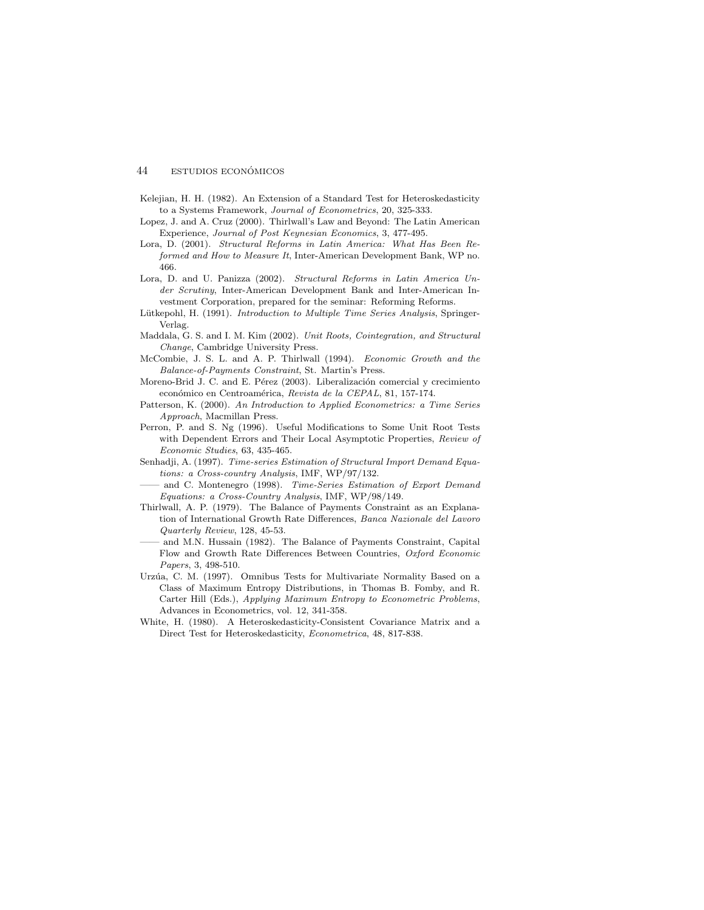Kelejian, H. H. (1982). An Extension of a Standard Test for Heteroskedasticity to a Systems Framework, *Journal of Econometrics*, 20, 325-333.

Lopez, J. and A. Cruz (2000). Thirlwall's Law and Beyond: The Latin American Experience, *Journal of Post Keynesian Economics*, 3, 477-495.

Lora, D. (2001). *Structural Reforms in Latin America: What Has Been Reformed and How to Measure It*, Inter-American Development Bank, WP no. 466.

Lora, D. and U. Panizza (2002). *Structural Reforms in Latin America Under Scrutiny*, Inter-American Development Bank and Inter-American Investment Corporation, prepared for the seminar: Reforming Reforms.

Lütkepohl, H. (1991). *Introduction to Multiple Time Series Analysis*, Springer-Verlag.

Maddala, G. S. and I. M. Kim (2002). *Unit Roots, Cointegration, and Structural Change*, Cambridge University Press.

McCombie, J. S. L. and A. P. Thirlwall (1994). *Economic Growth and the Balance-of-Payments Constraint*, St. Martin's Press.

Moreno-Brid J. C. and E. Pérez (2003). Liberalización comercial y crecimiento económico en Centroamérica, *Revista de la CEPAL*, 81, 157-174.

Patterson, K. (2000). *An Introduction to Applied Econometrics: a Time Series Approach*, Macmillan Press.

Perron, P. and S. Ng (1996). Useful Modifications to Some Unit Root Tests with Dependent Errors and Their Local Asymptotic Properties, *Review of Economic Studies*, 63, 435-465.

Senhadji, A. (1997). *Time-series Estimation of Structural Import Demand Equations: a Cross-country Analysis*, IMF, WP/97/132.

—— and C. Montenegro (1998). *Time-Series Estimation of Export Demand Equations: a Cross-Country Analysis*, IMF, WP/98/149.

Thirlwall, A. P. (1979). The Balance of Payments Constraint as an Explanation of International Growth Rate Differences, *Banca Nazionale del Lavoro Quarterly Review*, 128, 45-53.

—— and M.N. Hussain (1982). The Balance of Payments Constraint, Capital Flow and Growth Rate Differences Between Countries, *Oxford Economic Papers*, 3, 498-510.

Urzúa, C. M. (1997). Omnibus Tests for Multivariate Normality Based on a Class of Maximum Entropy Distributions, in Thomas B. Fomby, and R. Carter Hill (Eds.), *Applying Maximum Entropy to Econometric Problems*, Advances in Econometrics, vol. 12, 341-358.

White, H. (1980). A Heteroskedasticity-Consistent Covariance Matrix and a Direct Test for Heteroskedasticity, *Econometrica*, 48, 817-838.